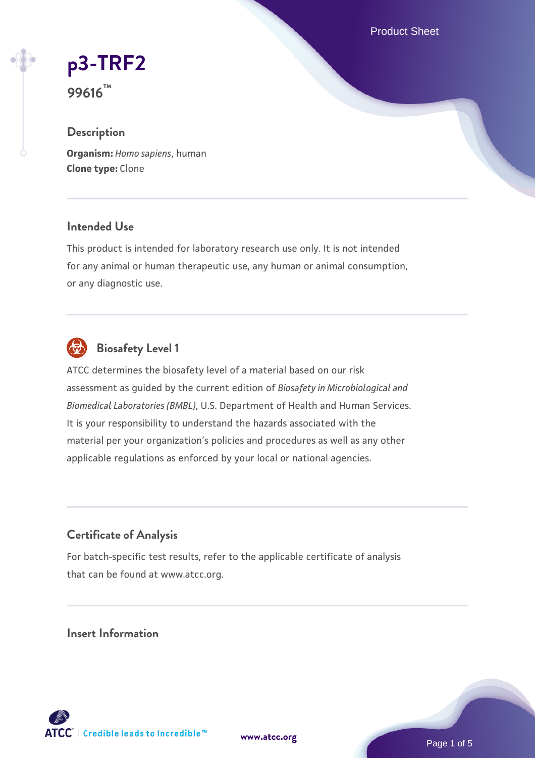# p3-TRF2

**99616™**

## Description

**Organism:** *Homo sapiens*, human
**Clone type:** Clone

## Intended Use

This product is intended for laboratory research use only. It is not intended for any animal or human therapeutic use, any human or animal consumption, or any diagnostic use.

## Biosafety Level 1

ATCC determines the biosafety level of a material based on our risk assessment as guided by the current edition of *Biosafety in Microbiological and Biomedical Laboratories (BMBL)*, U.S. Department of Health and Human Services. It is your responsibility to understand the hazards associated with the material per your organization's policies and procedures as well as any other applicable regulations as enforced by your local or national agencies.

## Certificate of Analysis

For batch-specific test results, refer to the applicable certificate of analysis that can be found at www.atcc.org.

## Insert Information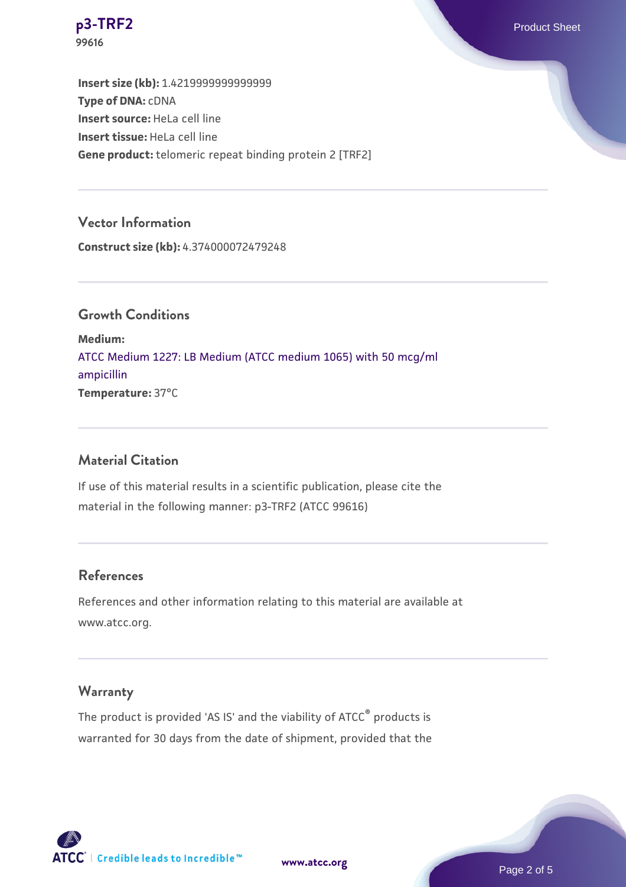**Insert size (kb):** 1.4219999999999999

**Type of DNA:** cDNA

**Insert source:** HeLa cell line

**Insert tissue:** HeLa cell line

**Gene product:** telomeric repeat binding protein 2 [TRF2]

## Vector Information

**Construct size (kb):** 4.374000072479248

## Growth Conditions

**Medium:**
ATCC Medium 1227: LB Medium (ATCC medium 1065) with 50 mcg/ml ampicillin

**Temperature:** 37°C

## Material Citation

If use of this material results in a scientific publication, please cite the material in the following manner: p3-TRF2 (ATCC 99616)

## References

References and other information relating to this material are available at www.atcc.org.

## Warranty

The product is provided 'AS IS' and the viability of ATCC® products is warranted for 30 days from the date of shipment, provided that the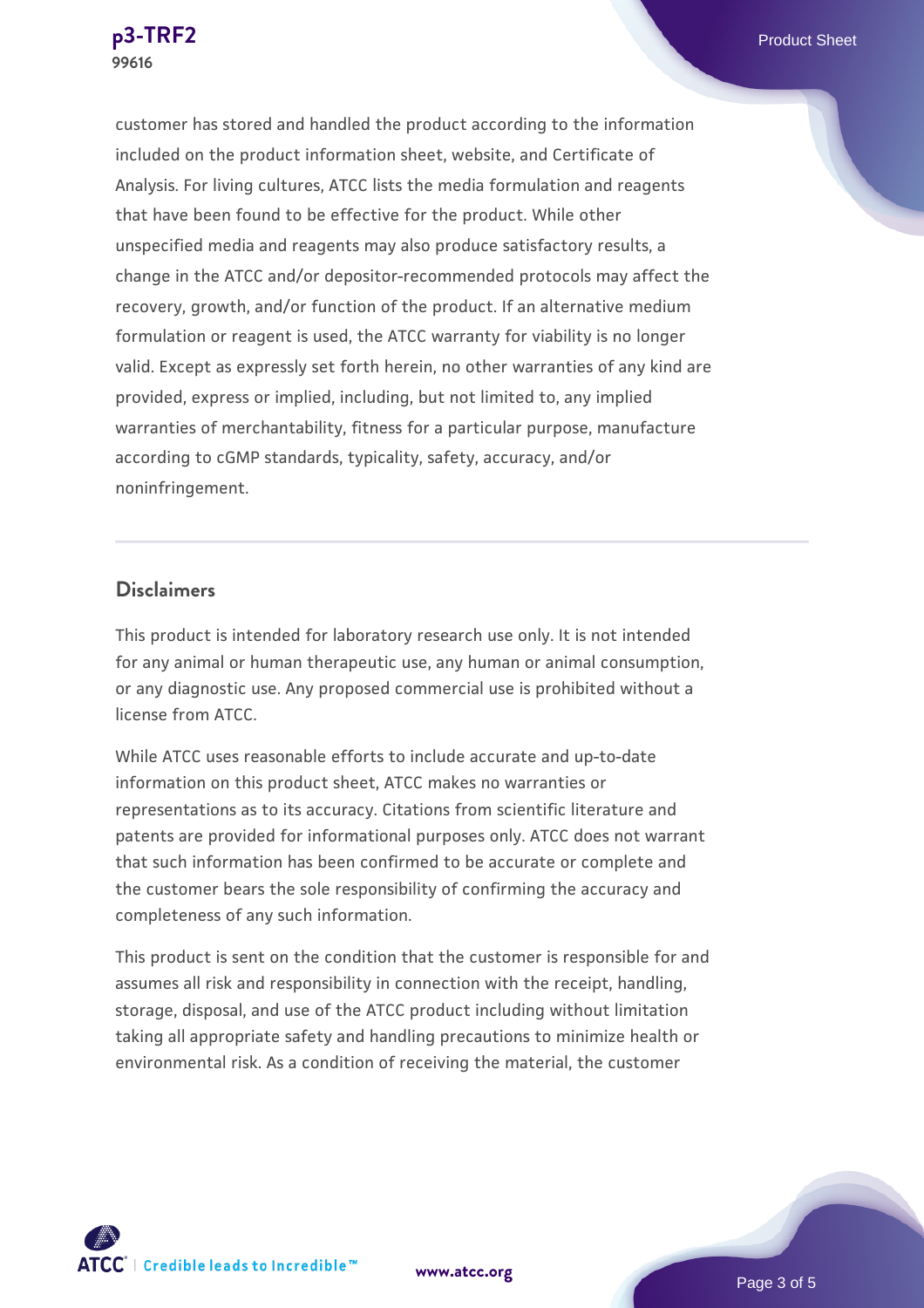customer has stored and handled the product according to the information included on the product information sheet, website, and Certificate of Analysis. For living cultures, ATCC lists the media formulation and reagents that have been found to be effective for the product. While other unspecified media and reagents may also produce satisfactory results, a change in the ATCC and/or depositor-recommended protocols may affect the recovery, growth, and/or function of the product. If an alternative medium formulation or reagent is used, the ATCC warranty for viability is no longer valid. Except as expressly set forth herein, no other warranties of any kind are provided, express or implied, including, but not limited to, any implied warranties of merchantability, fitness for a particular purpose, manufacture according to cGMP standards, typicality, safety, accuracy, and/or noninfringement.

## Disclaimers

This product is intended for laboratory research use only. It is not intended for any animal or human therapeutic use, any human or animal consumption, or any diagnostic use. Any proposed commercial use is prohibited without a license from ATCC.

While ATCC uses reasonable efforts to include accurate and up-to-date information on this product sheet, ATCC makes no warranties or representations as to its accuracy. Citations from scientific literature and patents are provided for informational purposes only. ATCC does not warrant that such information has been confirmed to be accurate or complete and the customer bears the sole responsibility of confirming the accuracy and completeness of any such information.

This product is sent on the condition that the customer is responsible for and assumes all risk and responsibility in connection with the receipt, handling, storage, disposal, and use of the ATCC product including without limitation taking all appropriate safety and handling precautions to minimize health or environmental risk. As a condition of receiving the material, the customer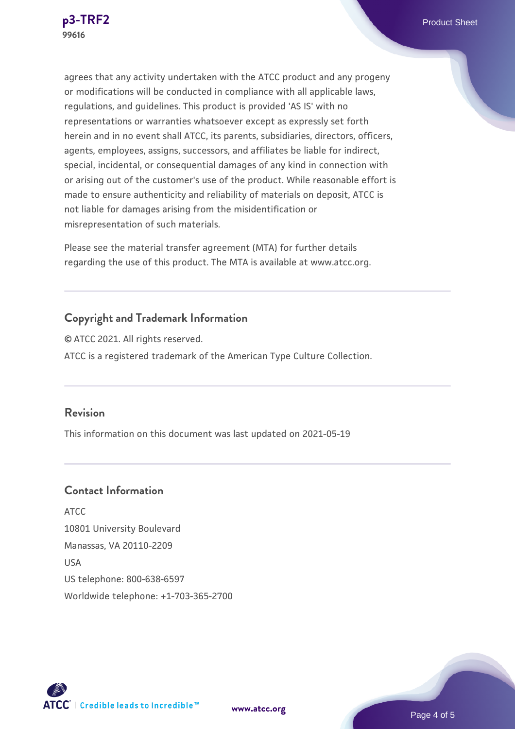agrees that any activity undertaken with the ATCC product and any progeny or modifications will be conducted in compliance with all applicable laws, regulations, and guidelines. This product is provided 'AS IS' with no representations or warranties whatsoever except as expressly set forth herein and in no event shall ATCC, its parents, subsidiaries, directors, officers, agents, employees, assigns, successors, and affiliates be liable for indirect, special, incidental, or consequential damages of any kind in connection with or arising out of the customer's use of the product. While reasonable effort is made to ensure authenticity and reliability of materials on deposit, ATCC is not liable for damages arising from the misidentification or misrepresentation of such materials.

Please see the material transfer agreement (MTA) for further details regarding the use of this product. The MTA is available at www.atcc.org.

## Copyright and Trademark Information

© ATCC 2021. All rights reserved.

ATCC is a registered trademark of the American Type Culture Collection.

## Revision

This information on this document was last updated on 2021-05-19

## Contact Information

ATCC
10801 University Boulevard
Manassas, VA 20110-2209
USA
US telephone: 800-638-6597
Worldwide telephone: +1-703-365-2700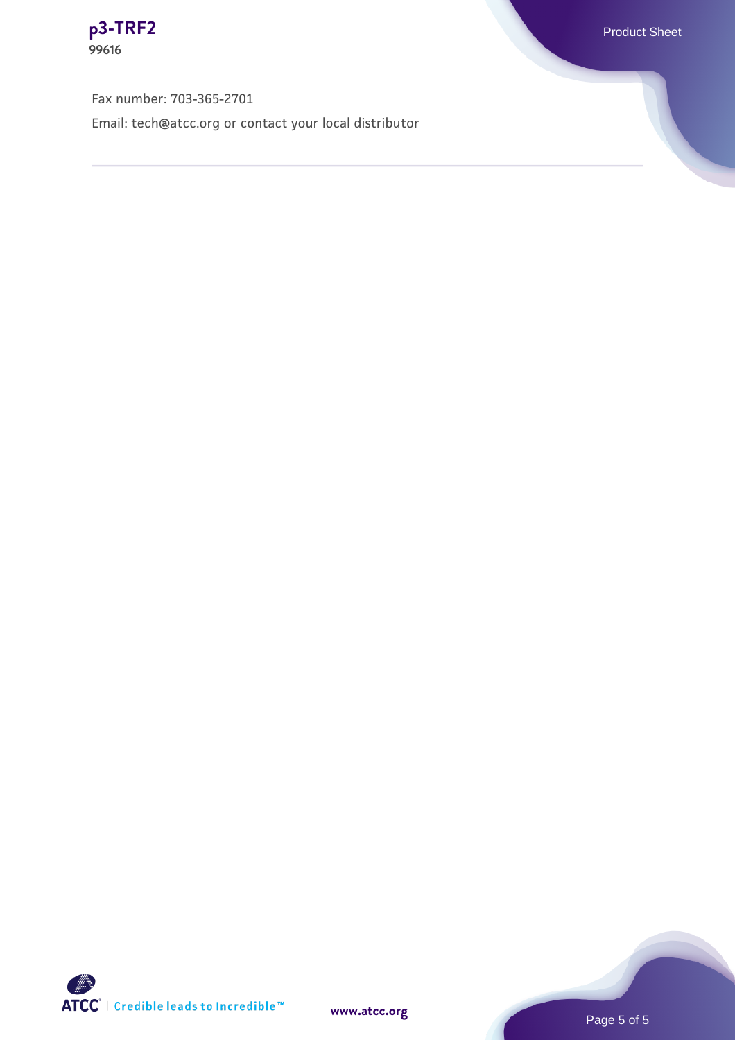Fax number: 703-365-2701

Email: tech@atcc.org or contact your local distributor